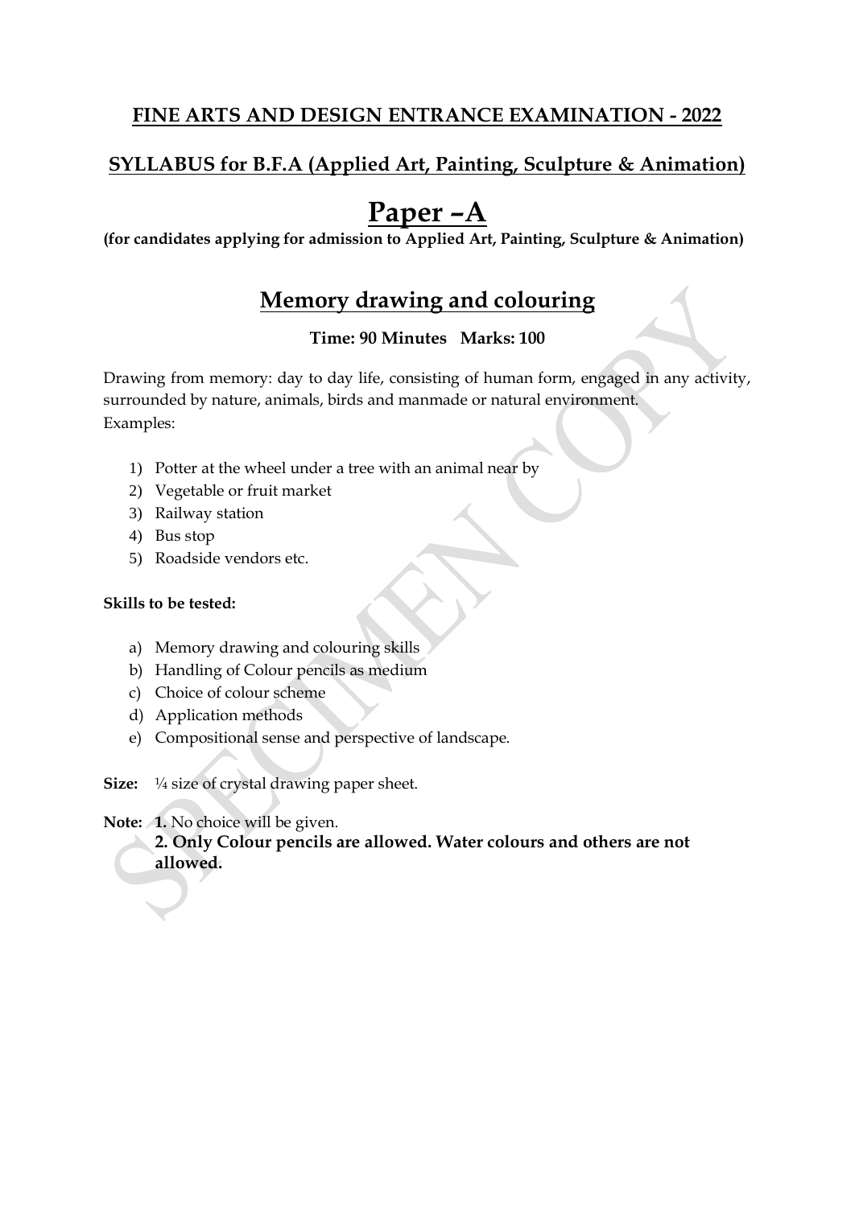## FINE ARTS AND DESIGN ENTRANCE EXAMINATION - 2022

## SYLLABUS for B.F.A (Applied Art, Painting, Sculpture & Animation)

# Paper –A

**(for candidates applying for admission to Applied Art, Painting, Sculpture & Animation)**

## Memory drawing and colouring

**Time: 90 Minutes   Marks: 100**

Drawing from memory: day to day life, consisting of human form, engaged in any activity, surrounded by nature, animals, birds and manmade or natural environment.
Examples:

1) Potter at the wheel under a tree with an animal near by
2) Vegetable or fruit market
3) Railway station
4) Bus stop
5) Roadside vendors etc.

**Skills to be tested:**

a) Memory drawing and colouring skills
b) Handling of Colour pencils as medium
c) Choice of colour scheme
d) Application methods
e) Compositional sense and perspective of landscape.

**Size:** ¼ size of crystal drawing paper sheet.

**Note:** **1.** No choice will be given.
**2. Only Colour pencils are allowed. Water colours and others are not allowed.**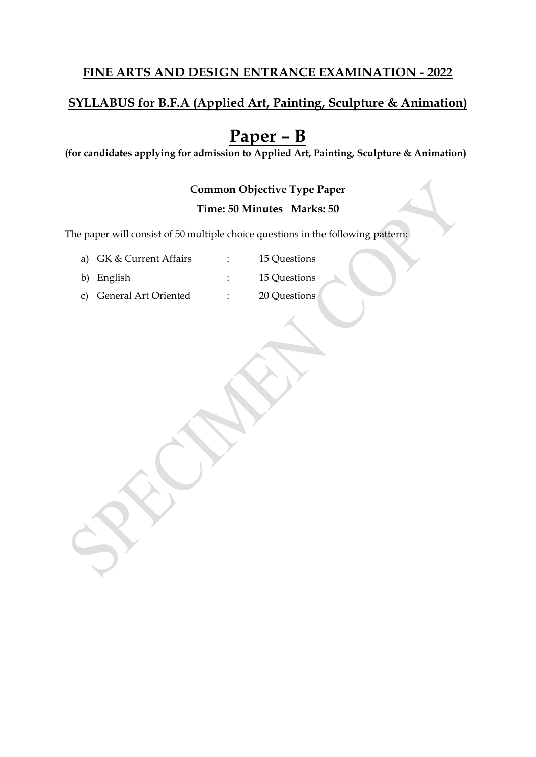## FINE ARTS AND DESIGN ENTRANCE EXAMINATION - 2022

## SYLLABUS for B.F.A (Applied Art, Painting, Sculpture & Animation)

# Paper – B

**(for candidates applying for admission to Applied Art, Painting, Sculpture & Animation)**

**Common Objective Type Paper**

**Time: 50 Minutes   Marks: 50**

The paper will consist of 50 multiple choice questions in the following pattern:

a) GK & Current Affairs : 15 Questions

b) English : 15 Questions

c) General Art Oriented : 20 Questions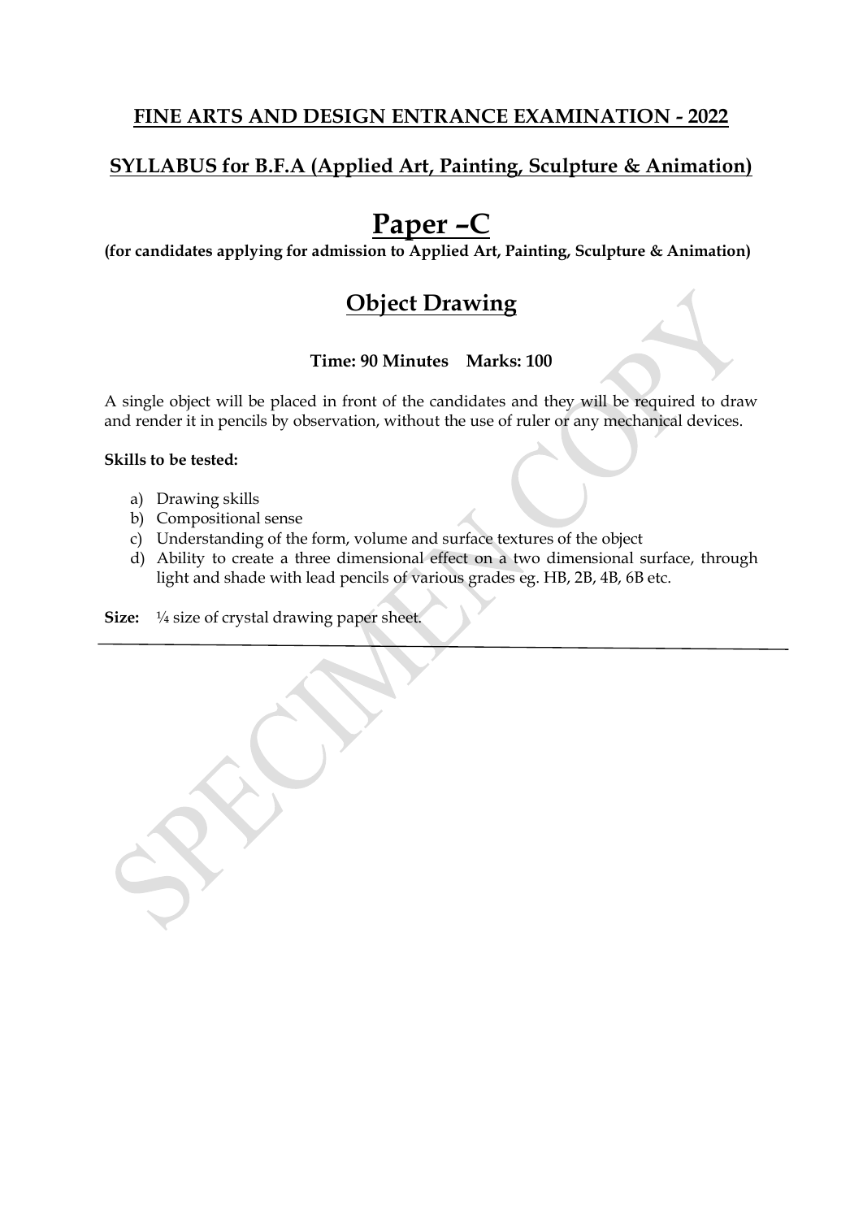## FINE ARTS AND DESIGN ENTRANCE EXAMINATION - 2022

## SYLLABUS for B.F.A (Applied Art, Painting, Sculpture & Animation)

# Paper –C

**(for candidates applying for admission to Applied Art, Painting, Sculpture & Animation)**

## Object Drawing

**Time: 90 Minutes    Marks: 100**

A single object will be placed in front of the candidates and they will be required to draw and render it in pencils by observation, without the use of ruler or any mechanical devices.

**Skills to be tested:**

a) Drawing skills
b) Compositional sense
c) Understanding of the form, volume and surface textures of the object
d) Ability to create a three dimensional effect on a two dimensional surface, through light and shade with lead pencils of various grades eg. HB, 2B, 4B, 6B etc.

**Size:** ¼ size of crystal drawing paper sheet.

---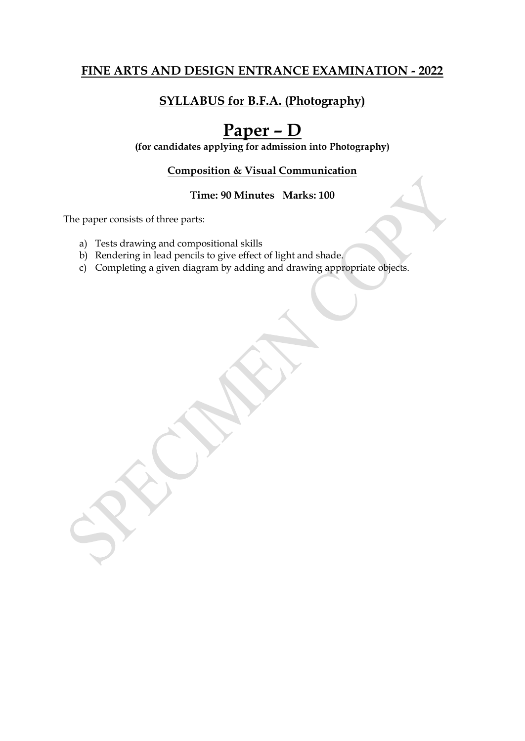## FINE ARTS AND DESIGN ENTRANCE EXAMINATION - 2022

### SYLLABUS for B.F.A. (Photography)

# Paper – D

**(for candidates applying for admission into Photography)**

**Composition & Visual Communication**

**Time: 90 Minutes   Marks: 100**

The paper consists of three parts:

a) Tests drawing and compositional skills
b) Rendering in lead pencils to give effect of light and shade.
c) Completing a given diagram by adding and drawing appropriate objects.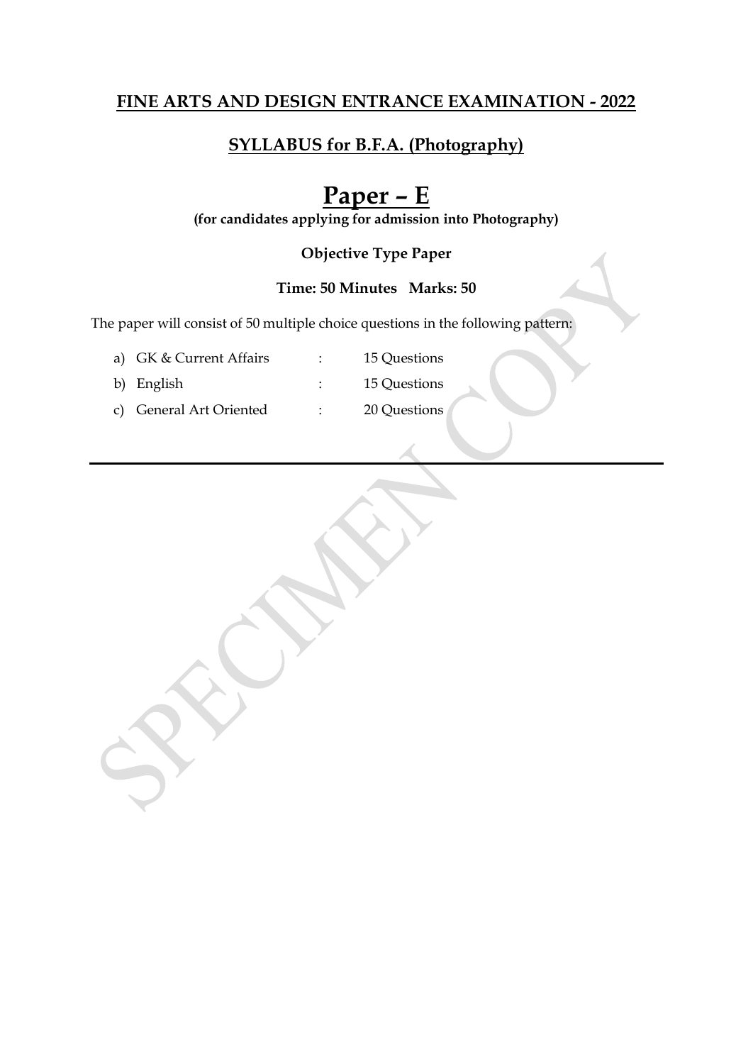## FINE ARTS AND DESIGN ENTRANCE EXAMINATION - 2022

### SYLLABUS for B.F.A. (Photography)

# Paper – E

**(for candidates applying for admission into Photography)**

**Objective Type Paper**

**Time: 50 Minutes   Marks: 50**

The paper will consist of 50 multiple choice questions in the following pattern:

a) GK & Current Affairs : 15 Questions

b) English : 15 Questions

c) General Art Oriented : 20 Questions

---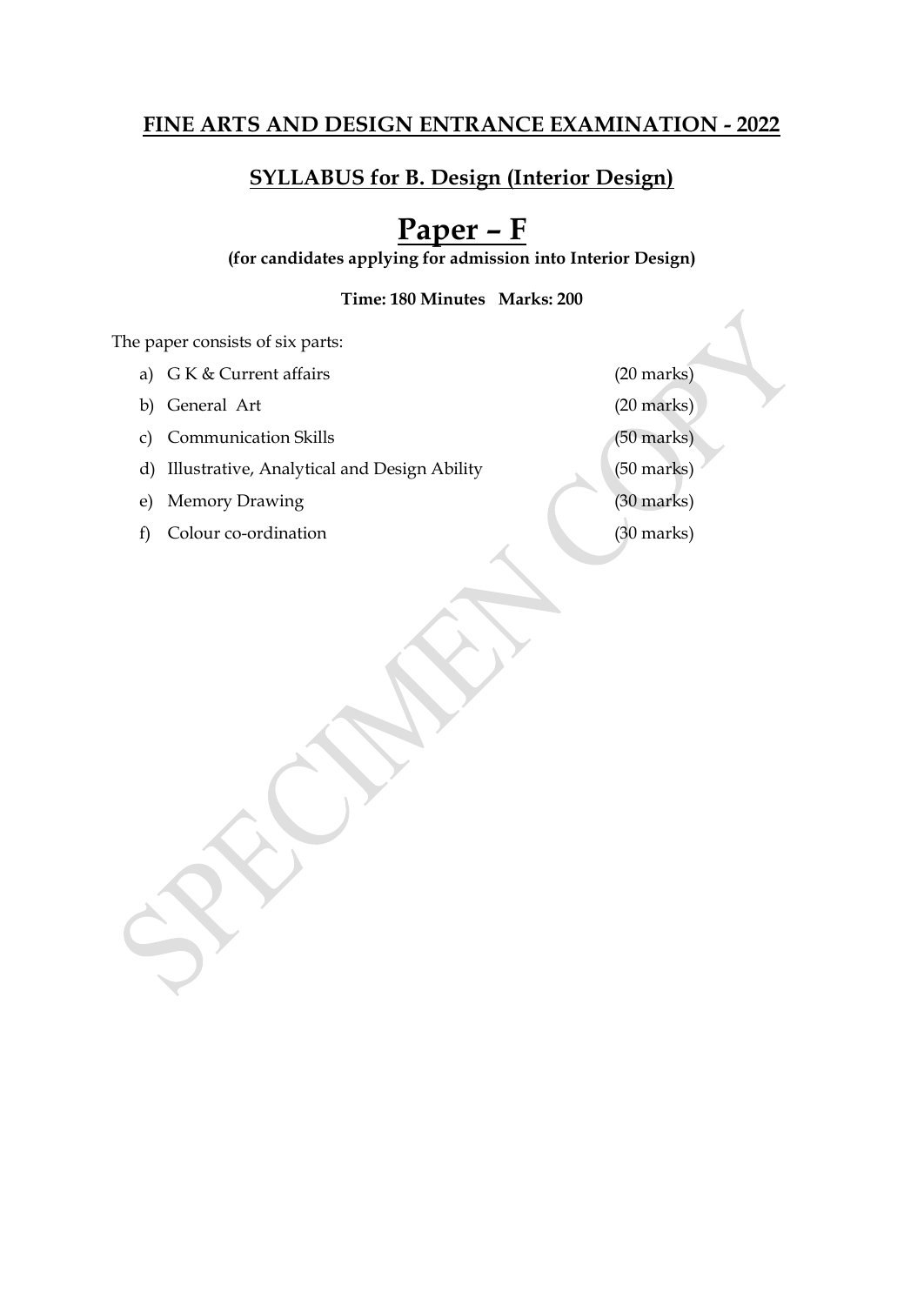## FINE ARTS AND DESIGN ENTRANCE EXAMINATION - 2022

### SYLLABUS for B. Design (Interior Design)

# Paper – F

**(for candidates applying for admission into Interior Design)**

**Time: 180 Minutes Marks: 200**

The paper consists of six parts:

a) G K & Current affairs (20 marks)

b) General Art (20 marks)

c) Communication Skills (50 marks)

d) Illustrative, Analytical and Design Ability (50 marks)

e) Memory Drawing (30 marks)

f) Colour co-ordination (30 marks)